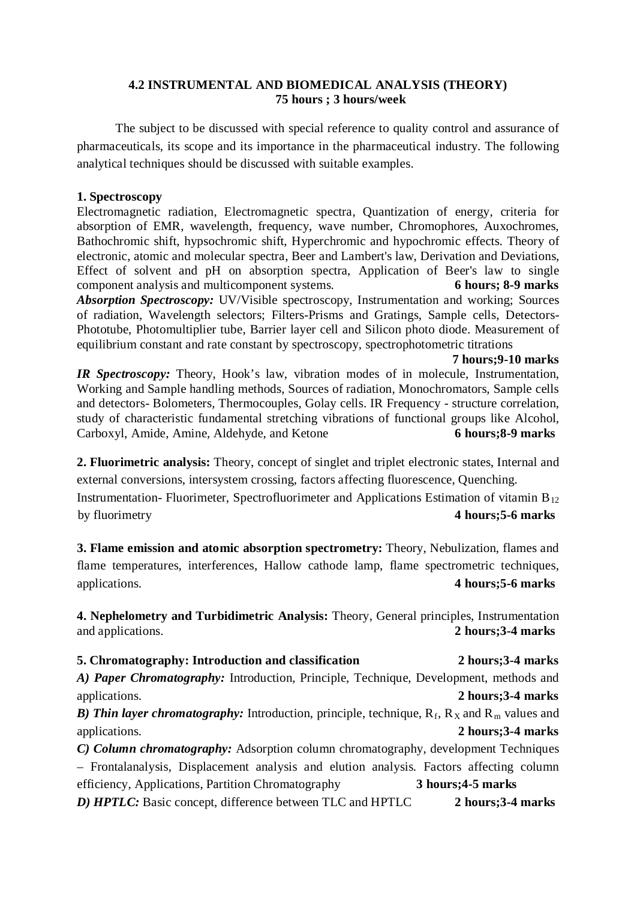## 4.2 INSTRUMENTAL AND BIOMEDICAL ANALYSIS (THEORY)

**75 hours ; 3 hours/week**

The subject to be discussed with special reference to quality control and assurance of pharmaceuticals, its scope and its importance in the pharmaceutical industry. The following analytical techniques should be discussed with suitable examples.

**1. Spectroscopy**

Electromagnetic radiation, Electromagnetic spectra, Quantization of energy, criteria for absorption of EMR, wavelength, frequency, wave number, Chromophores, Auxochromes, Bathochromic shift, hypsochromic shift, Hyperchromic and hypochromic effects. Theory of electronic, atomic and molecular spectra, Beer and Lambert's law, Derivation and Deviations, Effect of solvent and pH on absorption spectra, Application of Beer's law to single component analysis and multicomponent systems. **6 hours; 8-9 marks**

***Absorption Spectroscopy:*** UV/Visible spectroscopy, Instrumentation and working; Sources of radiation, Wavelength selectors; Filters-Prisms and Gratings, Sample cells, Detectors-Phototube, Photomultiplier tube, Barrier layer cell and Silicon photo diode. Measurement of equilibrium constant and rate constant by spectroscopy, spectrophotometric titrations **7 hours;9-10 marks**

***IR Spectroscopy:*** Theory, Hook's law, vibration modes of in molecule, Instrumentation, Working and Sample handling methods, Sources of radiation, Monochromators, Sample cells and detectors- Bolometers, Thermocouples, Golay cells. IR Frequency - structure correlation, study of characteristic fundamental stretching vibrations of functional groups like Alcohol, Carboxyl, Amide, Amine, Aldehyde, and Ketone **6 hours;8-9 marks**

**2. Fluorimetric analysis:** Theory, concept of singlet and triplet electronic states, Internal and external conversions, intersystem crossing, factors affecting fluorescence, Quenching. Instrumentation- Fluorimeter, Spectrofluorimeter and Applications Estimation of vitamin $B_{12}$ by fluorimetry **4 hours;5-6 marks**

**3. Flame emission and atomic absorption spectrometry:** Theory, Nebulization, flames and flame temperatures, interferences, Hallow cathode lamp, flame spectrometric techniques, applications. **4 hours;5-6 marks**

**4. Nephelometry and Turbidimetric Analysis:** Theory, General principles, Instrumentation and applications. **2 hours;3-4 marks**

**5. Chromatography: Introduction and classification** **2 hours;3-4 marks**

***A) Paper Chromatography:*** Introduction, Principle, Technique, Development, methods and applications. **2 hours;3-4 marks**

***B) Thin layer chromatography:*** Introduction, principle, technique, $R_f$, $R_X$ and $R_m$ values and applications. **2 hours;3-4 marks**

***C) Column chromatography:*** Adsorption column chromatography, development Techniques – Frontalanalysis, Displacement analysis and elution analysis. Factors affecting column efficiency, Applications, Partition Chromatography **3 hours;4-5 marks**

***D) HPTLC:*** Basic concept, difference between TLC and HPTLC **2 hours;3-4 marks**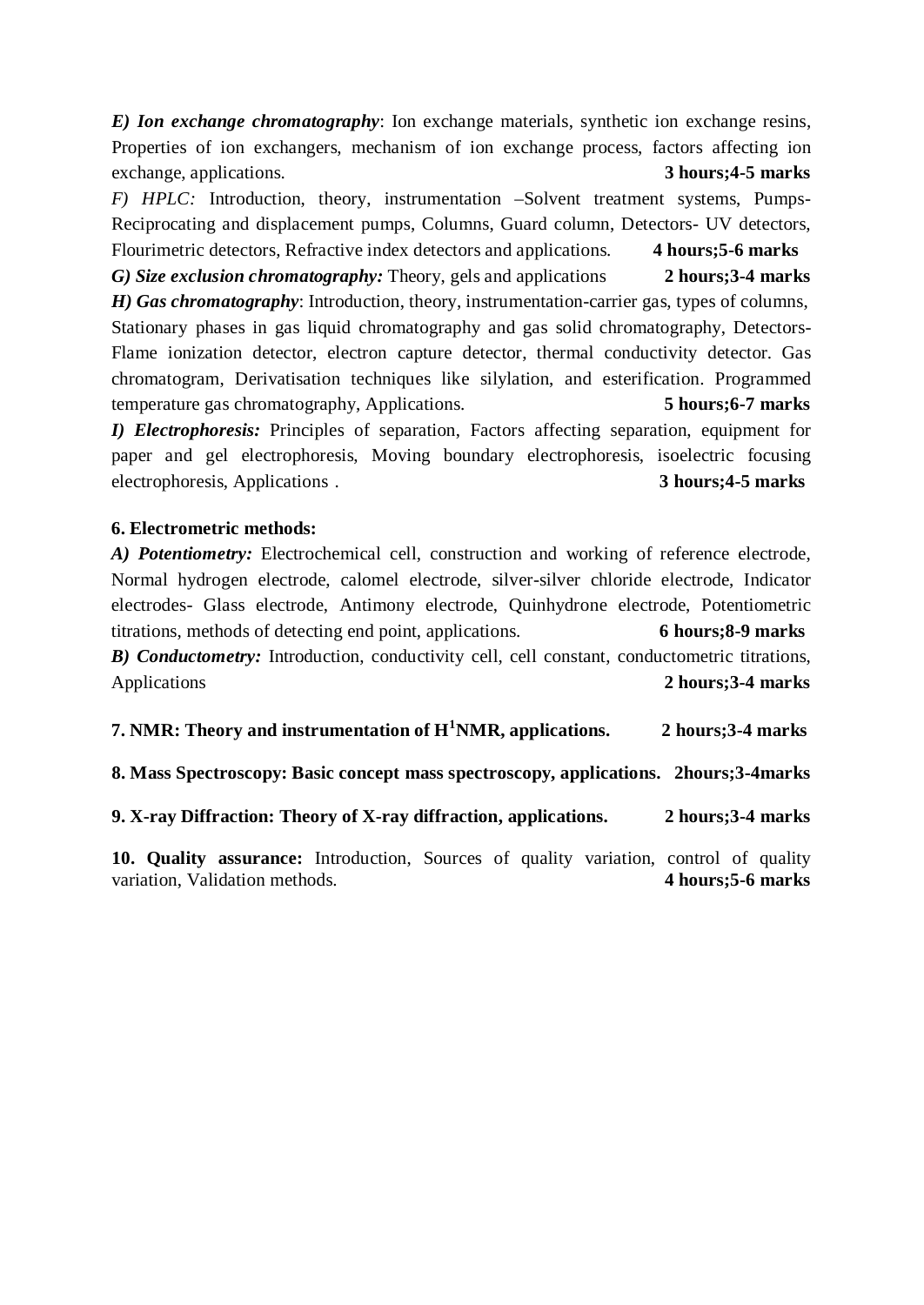***E) Ion exchange chromatography***: Ion exchange materials, synthetic ion exchange resins, Properties of ion exchangers, mechanism of ion exchange process, factors affecting ion exchange, applications. **3 hours;4-5 marks**

*F) HPLC:* Introduction, theory, instrumentation –Solvent treatment systems, Pumps- Reciprocating and displacement pumps, Columns, Guard column, Detectors- UV detectors, Flourimetric detectors, Refractive index detectors and applications. **4 hours;5-6 marks**

***G) Size exclusion chromatography:*** Theory, gels and applications **2 hours;3-4 marks**

***H) Gas chromatography***: Introduction, theory, instrumentation-carrier gas, types of columns, Stationary phases in gas liquid chromatography and gas solid chromatography, Detectors- Flame ionization detector, electron capture detector, thermal conductivity detector. Gas chromatogram, Derivatisation techniques like silylation, and esterification. Programmed temperature gas chromatography, Applications. **5 hours;6-7 marks**

***I) Electrophoresis:*** Principles of separation, Factors affecting separation, equipment for paper and gel electrophoresis, Moving boundary electrophoresis, isoelectric focusing electrophoresis, Applications . **3 hours;4-5 marks**

**6. Electrometric methods:**

***A) Potentiometry:*** Electrochemical cell, construction and working of reference electrode, Normal hydrogen electrode, calomel electrode, silver-silver chloride electrode, Indicator electrodes- Glass electrode, Antimony electrode, Quinhydrone electrode, Potentiometric titrations, methods of detecting end point, applications. **6 hours;8-9 marks**

***B) Conductometry:*** Introduction, conductivity cell, cell constant, conductometric titrations, Applications **2 hours;3-4 marks**

**7. NMR: Theory and instrumentation of $H^1$NMR, applications. 2 hours;3-4 marks**

**8. Mass Spectroscopy: Basic concept mass spectroscopy, applications. 2hours;3-4marks**

**9. X-ray Diffraction: Theory of X-ray diffraction, applications. 2 hours;3-4 marks**

**10. Quality assurance:** Introduction, Sources of quality variation, control of quality variation, Validation methods. **4 hours;5-6 marks**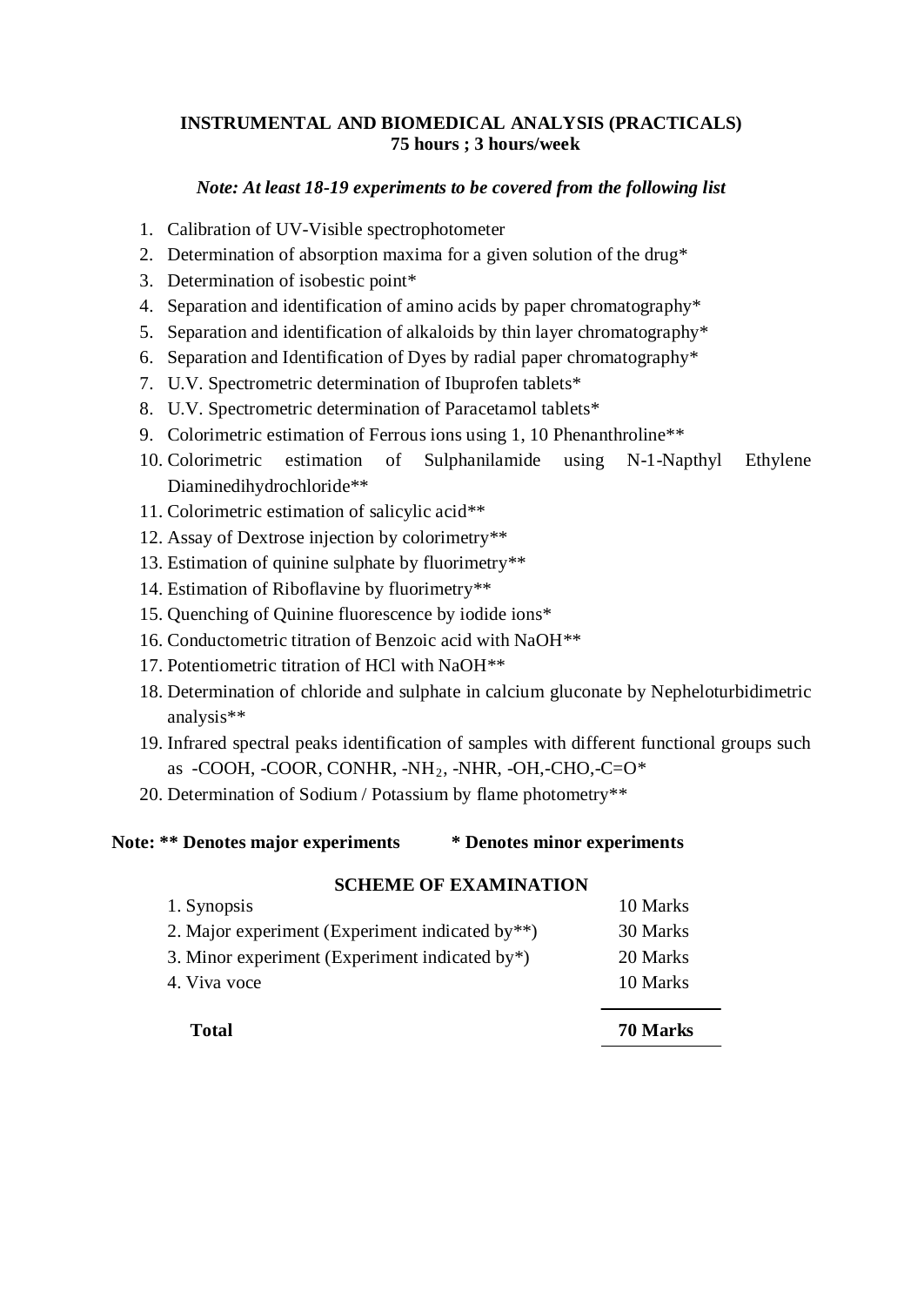**INSTRUMENTAL AND BIOMEDICAL ANALYSIS (PRACTICALS)**
**75 hours ; 3 hours/week**

***Note: At least 18-19 experiments to be covered from the following list***

1. Calibration of UV-Visible spectrophotometer
2. Determination of absorption maxima for a given solution of the drug*
3. Determination of isobestic point*
4. Separation and identification of amino acids by paper chromatography*
5. Separation and identification of alkaloids by thin layer chromatography*
6. Separation and Identification of Dyes by radial paper chromatography*
7. U.V. Spectrometric determination of Ibuprofen tablets*
8. U.V. Spectrometric determination of Paracetamol tablets*
9. Colorimetric estimation of Ferrous ions using 1, 10 Phenanthroline**
10. Colorimetric estimation of Sulphanilamide using N-1-Napthyl Ethylene Diaminedihydrochloride**
11. Colorimetric estimation of salicylic acid**
12. Assay of Dextrose injection by colorimetry**
13. Estimation of quinine sulphate by fluorimetry**
14. Estimation of Riboflavine by fluorimetry**
15. Quenching of Quinine fluorescence by iodide ions*
16. Conductometric titration of Benzoic acid with NaOH**
17. Potentiometric titration of HCl with NaOH**
18. Determination of chloride and sulphate in calcium gluconate by Nepheloturbidimetric analysis**
19. Infrared spectral peaks identification of samples with different functional groups such as -COOH, -COOR, CONHR, $-NH_2$, -NHR, -OH,-CHO,-C=O*
20. Determination of Sodium / Potassium by flame photometry**

**Note: ** Denotes major experiments** **\* Denotes minor experiments**

**SCHEME OF EXAMINATION**

| | |
|---|---|
| 1. Synopsis | 10 Marks |
| 2. Major experiment (Experiment indicated by**) | 30 Marks |
| 3. Minor experiment (Experiment indicated by*) | 20 Marks |
| 4. Viva voce | 10 Marks |
| **Total** | **70 Marks** |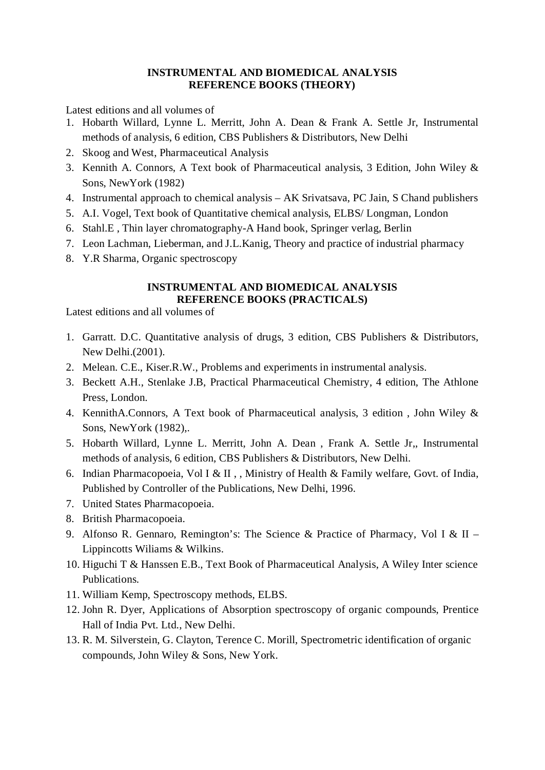## INSTRUMENTAL AND BIOMEDICAL ANALYSIS
## REFERENCE BOOKS (THEORY)

Latest editions and all volumes of

1. Hobarth Willard, Lynne L. Merritt, John A. Dean & Frank A. Settle Jr, Instrumental methods of analysis, 6 edition, CBS Publishers & Distributors, New Delhi
2. Skoog and West, Pharmaceutical Analysis
3. Kennith A. Connors, A Text book of Pharmaceutical analysis, 3 Edition, John Wiley & Sons, NewYork (1982)
4. Instrumental approach to chemical analysis – AK Srivatsava, PC Jain, S Chand publishers
5. A.I. Vogel, Text book of Quantitative chemical analysis, ELBS/ Longman, London
6. Stahl.E , Thin layer chromatography-A Hand book, Springer verlag, Berlin
7. Leon Lachman, Lieberman, and J.L.Kanig, Theory and practice of industrial pharmacy
8. Y.R Sharma, Organic spectroscopy

## INSTRUMENTAL AND BIOMEDICAL ANALYSIS
## REFERENCE BOOKS (PRACTICALS)

Latest editions and all volumes of

1. Garratt. D.C. Quantitative analysis of drugs, 3 edition, CBS Publishers & Distributors, New Delhi.(2001).
2. Melean. C.E., Kiser.R.W., Problems and experiments in instrumental analysis.
3. Beckett A.H., Stenlake J.B, Practical Pharmaceutical Chemistry, 4 edition, The Athlone Press, London.
4. KennithA.Connors, A Text book of Pharmaceutical analysis, 3 edition , John Wiley & Sons, NewYork (1982),.
5. Hobarth Willard, Lynne L. Merritt, John A. Dean , Frank A. Settle Jr,, Instrumental methods of analysis, 6 edition, CBS Publishers & Distributors, New Delhi.
6. Indian Pharmacopoeia, Vol I & II , , Ministry of Health & Family welfare, Govt. of India, Published by Controller of the Publications, New Delhi, 1996.
7. United States Pharmacopoeia.
8. British Pharmacopoeia.
9. Alfonso R. Gennaro, Remington's: The Science & Practice of Pharmacy, Vol I & II – Lippincotts Wiliams & Wilkins.
10. Higuchi T & Hanssen E.B., Text Book of Pharmaceutical Analysis, A Wiley Inter science Publications.
11. William Kemp, Spectroscopy methods, ELBS.
12. John R. Dyer, Applications of Absorption spectroscopy of organic compounds, Prentice Hall of India Pvt. Ltd., New Delhi.
13. R. M. Silverstein, G. Clayton, Terence C. Morill, Spectrometric identification of organic compounds, John Wiley & Sons, New York.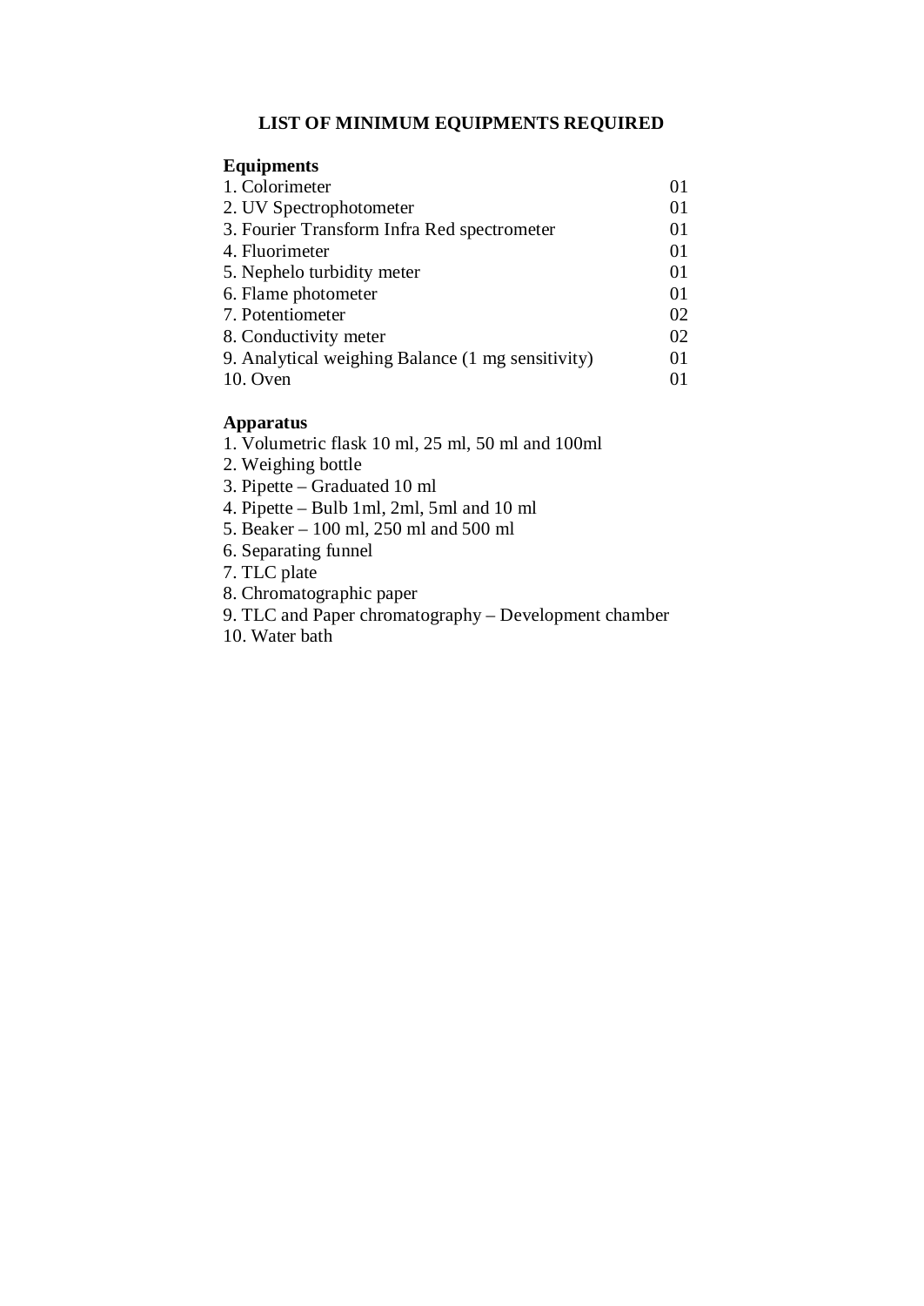# LIST OF MINIMUM EQUIPMENTS REQUIRED

**Equipments**

| | |
|---|---|
| 1. Colorimeter | 01 |
| 2. UV Spectrophotometer | 01 |
| 3. Fourier Transform Infra Red spectrometer | 01 |
| 4. Fluorimeter | 01 |
| 5. Nephelo turbidity meter | 01 |
| 6. Flame photometer | 01 |
| 7. Potentiometer | 02 |
| 8. Conductivity meter | 02 |
| 9. Analytical weighing Balance (1 mg sensitivity) | 01 |
| 10. Oven | 01 |

**Apparatus**

1. Volumetric flask 10 ml, 25 ml, 50 ml and 100ml
2. Weighing bottle
3. Pipette – Graduated 10 ml
4. Pipette – Bulb 1ml, 2ml, 5ml and 10 ml
5. Beaker – 100 ml, 250 ml and 500 ml
6. Separating funnel
7. TLC plate
8. Chromatographic paper
9. TLC and Paper chromatography – Development chamber
10. Water bath